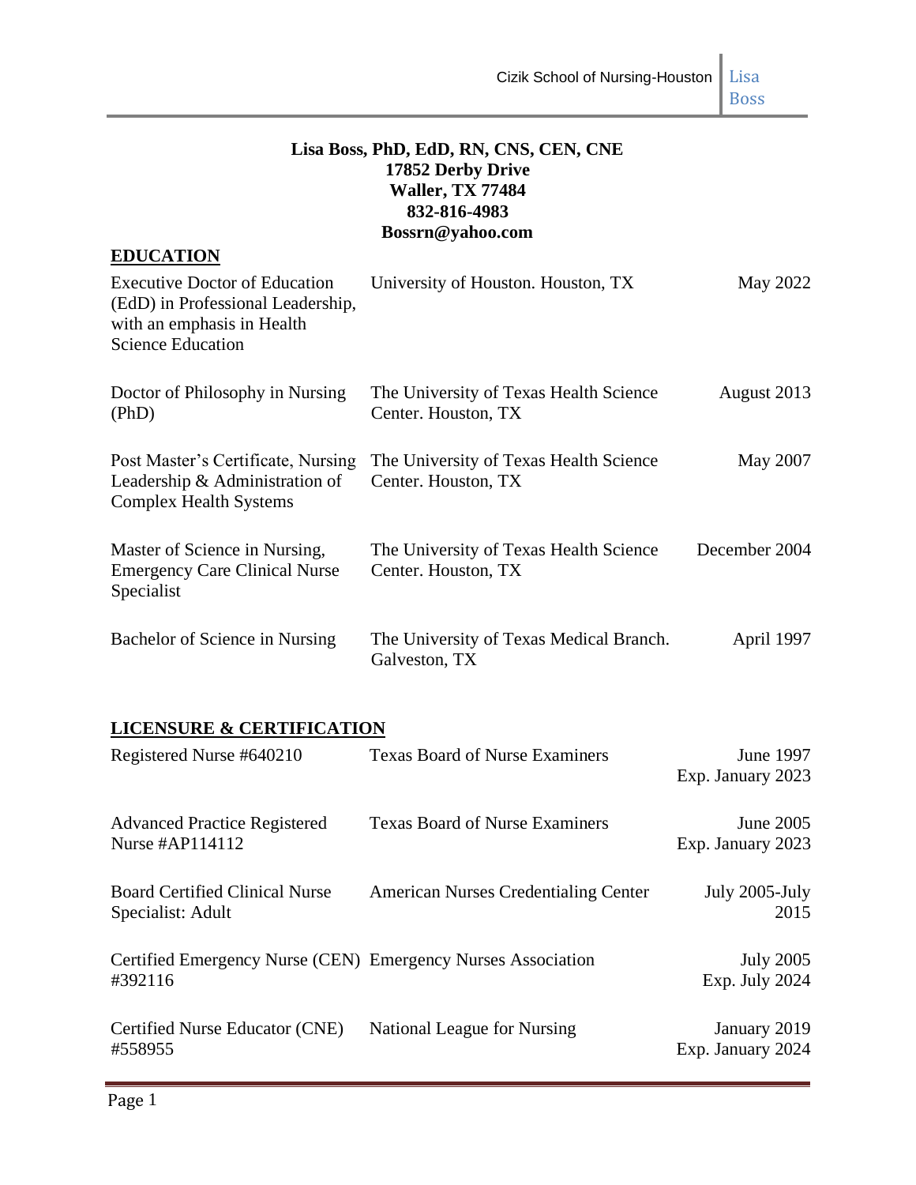**Lisa Boss, PhD, EdD, RN, CNS, CEN, CNE**
**17852 Derby Drive**
**Waller, TX 77484**
**832-816-4983**
**Bossrn@yahoo.com**

## EDUCATION

| | | |
|---|---|---|
| Executive Doctor of Education (EdD) in Professional Leadership, with an emphasis in Health Science Education | University of Houston. Houston, TX | May 2022 |
| Doctor of Philosophy in Nursing (PhD) | The University of Texas Health Science Center. Houston, TX | August 2013 |
| Post Master's Certificate, Nursing Leadership & Administration of Complex Health Systems | The University of Texas Health Science Center. Houston, TX | May 2007 |
| Master of Science in Nursing, Emergency Care Clinical Nurse Specialist | The University of Texas Health Science Center. Houston, TX | December 2004 |
| Bachelor of Science in Nursing | The University of Texas Medical Branch. Galveston, TX | April 1997 |

## LICENSURE & CERTIFICATION

| | | |
|---|---|---|
| Registered Nurse #640210 | Texas Board of Nurse Examiners | June 1997 Exp. January 2023 |
| Advanced Practice Registered Nurse #AP114112 | Texas Board of Nurse Examiners | June 2005 Exp. January 2023 |
| Board Certified Clinical Nurse Specialist: Adult | American Nurses Credentialing Center | July 2005-July 2015 |
| Certified Emergency Nurse (CEN) #392116 | Emergency Nurses Association | July 2005 Exp. July 2024 |
| Certified Nurse Educator (CNE) #558955 | National League for Nursing | January 2019 Exp. January 2024 |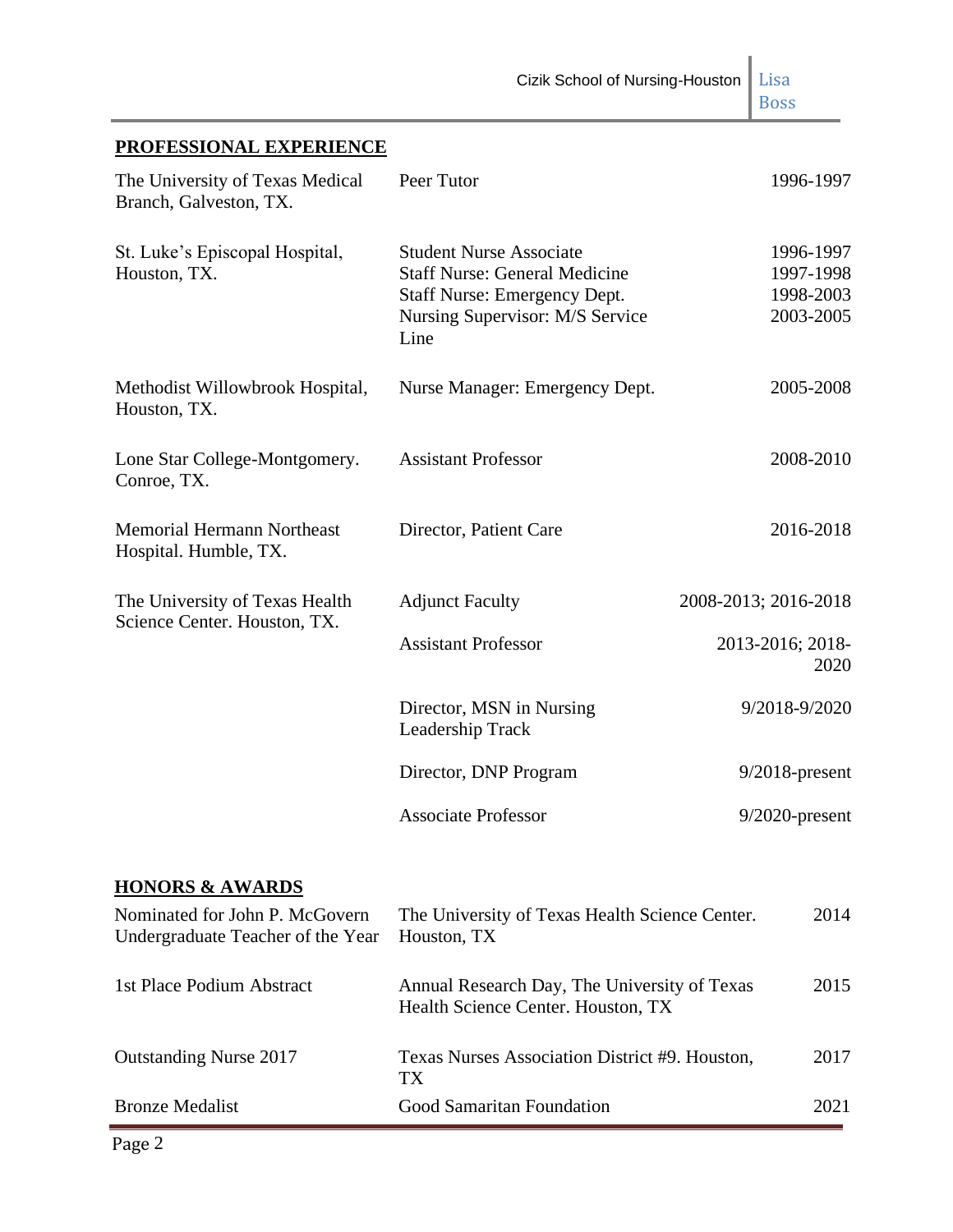## PROFESSIONAL EXPERIENCE

| | | |
|---|---|---|
| The University of Texas Medical Branch, Galveston, TX. | Peer Tutor | 1996-1997 |
| St. Luke's Episcopal Hospital, Houston, TX. | Student Nurse Associate<br>Staff Nurse: General Medicine<br>Staff Nurse: Emergency Dept.<br>Nursing Supervisor: M/S Service Line | 1996-1997<br>1997-1998<br>1998-2003<br>2003-2005 |
| Methodist Willowbrook Hospital, Houston, TX. | Nurse Manager: Emergency Dept. | 2005-2008 |
| Lone Star College-Montgomery. Conroe, TX. | Assistant Professor | 2008-2010 |
| Memorial Hermann Northeast Hospital. Humble, TX. | Director, Patient Care | 2016-2018 |
| The University of Texas Health Science Center. Houston, TX. | Adjunct Faculty | 2008-2013; 2016-2018 |
| | Assistant Professor | 2013-2016; 2018-2020 |
| | Director, MSN in Nursing Leadership Track | 9/2018-9/2020 |
| | Director, DNP Program | 9/2018-present |
| | Associate Professor | 9/2020-present |

## HONORS & AWARDS

| | | |
|---|---|---|
| Nominated for John P. McGovern Undergraduate Teacher of the Year | The University of Texas Health Science Center. Houston, TX | 2014 |
| 1st Place Podium Abstract | Annual Research Day, The University of Texas Health Science Center. Houston, TX | 2015 |
| Outstanding Nurse 2017 | Texas Nurses Association District #9. Houston, TX | 2017 |
| Bronze Medalist | Good Samaritan Foundation | 2021 |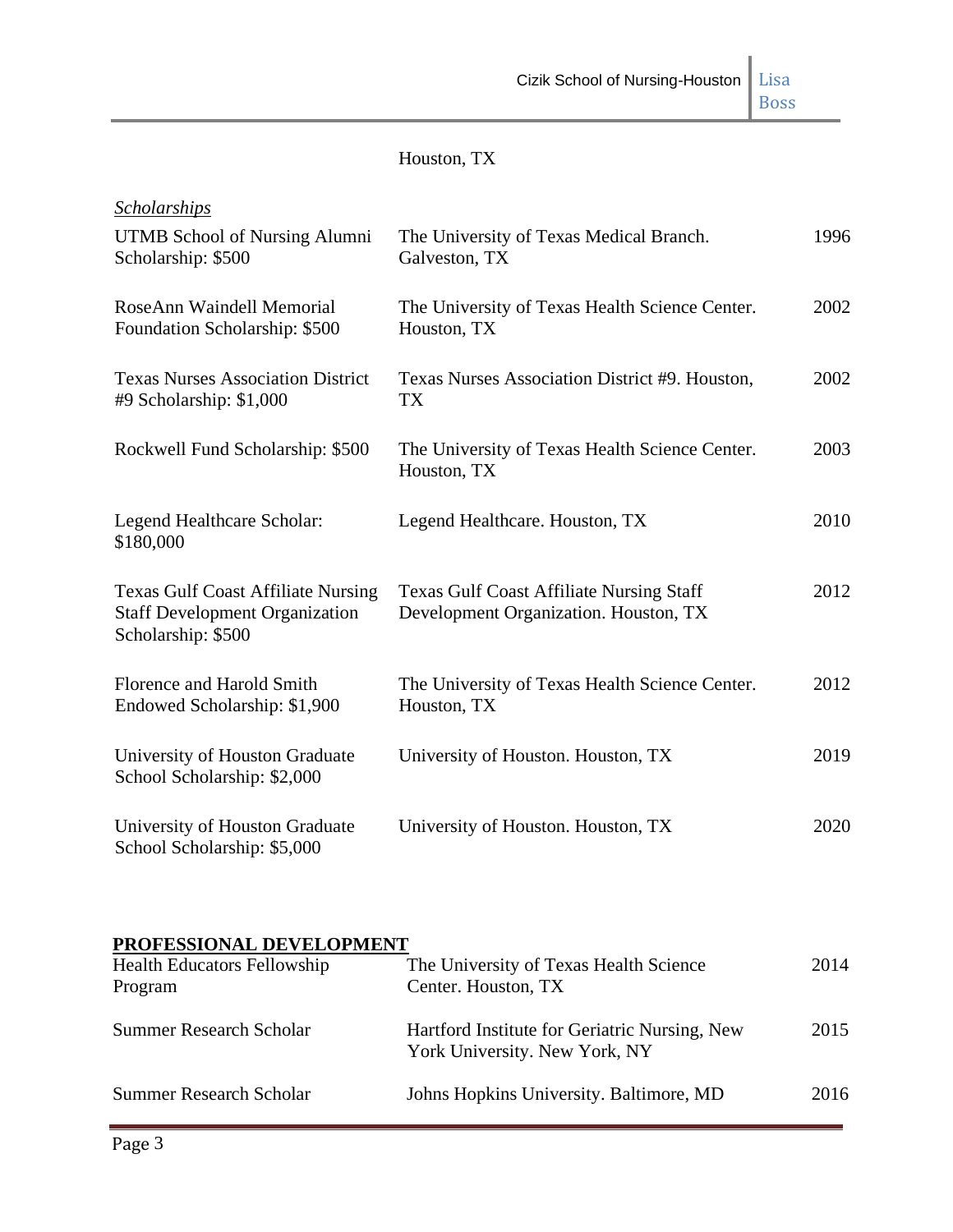Houston, TX

*Scholarships*

| | | |
|---|---|---|
| UTMB School of Nursing Alumni Scholarship: $500 | The University of Texas Medical Branch. Galveston, TX | 1996 |
| RoseAnn Waindell Memorial Foundation Scholarship: $500 | The University of Texas Health Science Center. Houston, TX | 2002 |
| Texas Nurses Association District #9 Scholarship: $1,000 | Texas Nurses Association District #9. Houston, TX | 2002 |
| Rockwell Fund Scholarship: $500 | The University of Texas Health Science Center. Houston, TX | 2003 |
| Legend Healthcare Scholar: $180,000 | Legend Healthcare. Houston, TX | 2010 |
| Texas Gulf Coast Affiliate Nursing Staff Development Organization Scholarship: $500 | Texas Gulf Coast Affiliate Nursing Staff Development Organization. Houston, TX | 2012 |
| Florence and Harold Smith Endowed Scholarship: $1,900 | The University of Texas Health Science Center. Houston, TX | 2012 |
| University of Houston Graduate School Scholarship: $2,000 | University of Houston. Houston, TX | 2019 |
| University of Houston Graduate School Scholarship: $5,000 | University of Houston. Houston, TX | 2020 |

## PROFESSIONAL DEVELOPMENT

| | | |
|---|---|---|
| Health Educators Fellowship Program | The University of Texas Health Science Center. Houston, TX | 2014 |
| Summer Research Scholar | Hartford Institute for Geriatric Nursing, New York University. New York, NY | 2015 |
| Summer Research Scholar | Johns Hopkins University. Baltimore, MD | 2016 |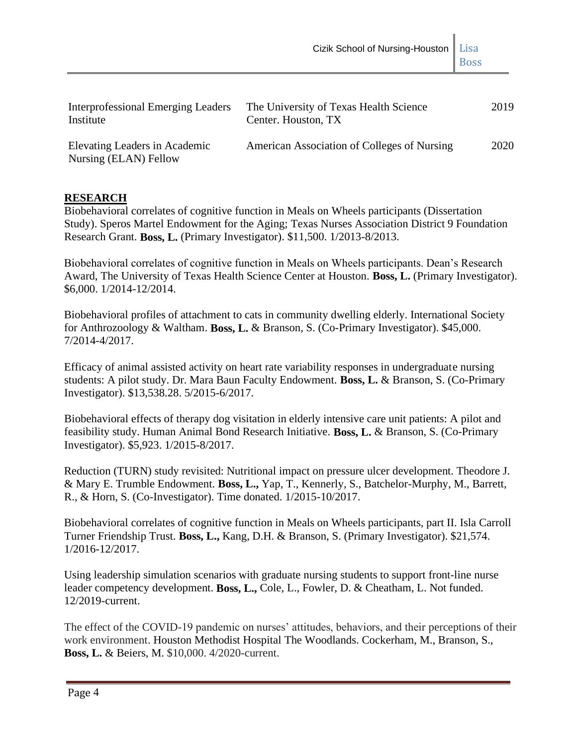| | | |
|---|---|---|
| Interprofessional Emerging Leaders Institute | The University of Texas Health Science Center. Houston, TX | 2019 |
| Elevating Leaders in Academic Nursing (ELAN) Fellow | American Association of Colleges of Nursing | 2020 |

## RESEARCH

Biobehavioral correlates of cognitive function in Meals on Wheels participants (Dissertation Study). Speros Martel Endowment for the Aging; Texas Nurses Association District 9 Foundation Research Grant. **Boss, L.** (Primary Investigator). $11,500. 1/2013-8/2013.

Biobehavioral correlates of cognitive function in Meals on Wheels participants. Dean's Research Award, The University of Texas Health Science Center at Houston. **Boss, L.** (Primary Investigator). $6,000. 1/2014-12/2014.

Biobehavioral profiles of attachment to cats in community dwelling elderly. International Society for Anthrozoology & Waltham. **Boss, L.** & Branson, S. (Co-Primary Investigator). $45,000. 7/2014-4/2017.

Efficacy of animal assisted activity on heart rate variability responses in undergraduate nursing students: A pilot study. Dr. Mara Baun Faculty Endowment. **Boss, L.** & Branson, S. (Co-Primary Investigator). $13,538.28. 5/2015-6/2017.

Biobehavioral effects of therapy dog visitation in elderly intensive care unit patients: A pilot and feasibility study. Human Animal Bond Research Initiative. **Boss, L.** & Branson, S. (Co-Primary Investigator). $5,923. 1/2015-8/2017.

Reduction (TURN) study revisited: Nutritional impact on pressure ulcer development. Theodore J. & Mary E. Trumble Endowment. **Boss, L.,** Yap, T., Kennerly, S., Batchelor-Murphy, M., Barrett, R., & Horn, S. (Co-Investigator). Time donated. 1/2015-10/2017.

Biobehavioral correlates of cognitive function in Meals on Wheels participants, part II. Isla Carroll Turner Friendship Trust. **Boss, L.,** Kang, D.H. & Branson, S. (Primary Investigator). $21,574. 1/2016-12/2017.

Using leadership simulation scenarios with graduate nursing students to support front-line nurse leader competency development. **Boss, L.,** Cole, L., Fowler, D. & Cheatham, L. Not funded. 12/2019-current.

The effect of the COVID-19 pandemic on nurses' attitudes, behaviors, and their perceptions of their work environment. Houston Methodist Hospital The Woodlands. Cockerham, M., Branson, S., **Boss, L.** & Beiers, M. $10,000. 4/2020-current.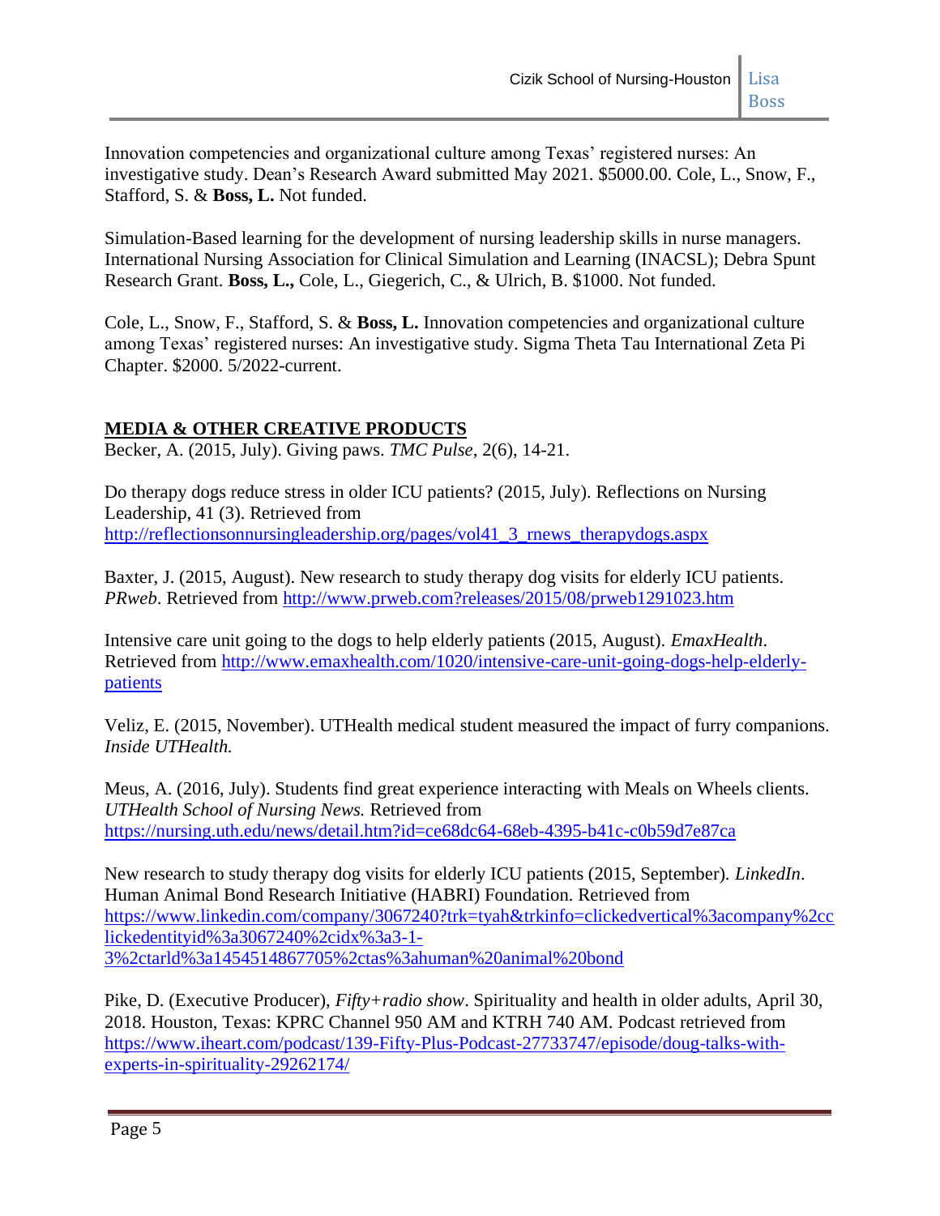Innovation competencies and organizational culture among Texas' registered nurses: An investigative study. Dean's Research Award submitted May 2021. $5000.00. Cole, L., Snow, F., Stafford, S. & **Boss, L.** Not funded.

Simulation-Based learning for the development of nursing leadership skills in nurse managers. International Nursing Association for Clinical Simulation and Learning (INACSL); Debra Spunt Research Grant. **Boss, L.,** Cole, L., Giegerich, C., & Ulrich, B. $1000. Not funded.

Cole, L., Snow, F., Stafford, S. & **Boss, L.** Innovation competencies and organizational culture among Texas' registered nurses: An investigative study. Sigma Theta Tau International Zeta Pi Chapter. $2000. 5/2022-current.

## MEDIA & OTHER CREATIVE PRODUCTS

Becker, A. (2015, July). Giving paws. *TMC Pulse*, 2(6), 14-21.

Do therapy dogs reduce stress in older ICU patients? (2015, July). Reflections on Nursing Leadership, 41 (3). Retrieved from http://reflectionsonnursingleadership.org/pages/vol41_3_rnews_therapydogs.aspx

Baxter, J. (2015, August). New research to study therapy dog visits for elderly ICU patients. *PRweb*. Retrieved from http://www.prweb.com?releases/2015/08/prweb1291023.htm

Intensive care unit going to the dogs to help elderly patients (2015, August). *EmaxHealth*. Retrieved from http://www.emaxhealth.com/1020/intensive-care-unit-going-dogs-help-elderly-patients

Veliz, E. (2015, November). UTHealth medical student measured the impact of furry companions. *Inside UTHealth.*

Meus, A. (2016, July). Students find great experience interacting with Meals on Wheels clients. *UTHealth School of Nursing News.* Retrieved from https://nursing.uth.edu/news/detail.htm?id=ce68dc64-68eb-4395-b41c-c0b59d7e87ca

New research to study therapy dog visits for elderly ICU patients (2015, September). *LinkedIn*. Human Animal Bond Research Initiative (HABRI) Foundation. Retrieved from https://www.linkedin.com/company/3067240?trk=tyah&trkinfo=clickedvertical%3acompany%2cclickedentityid%3a3067240%2cidx%3a3-1-3%2ctarld%3a1454514867705%2ctas%3ahuman%20animal%20bond

Pike, D. (Executive Producer), *Fifty+radio show*. Spirituality and health in older adults, April 30, 2018. Houston, Texas: KPRC Channel 950 AM and KTRH 740 AM. Podcast retrieved from https://www.iheart.com/podcast/139-Fifty-Plus-Podcast-27733747/episode/doug-talks-with-experts-in-spirituality-29262174/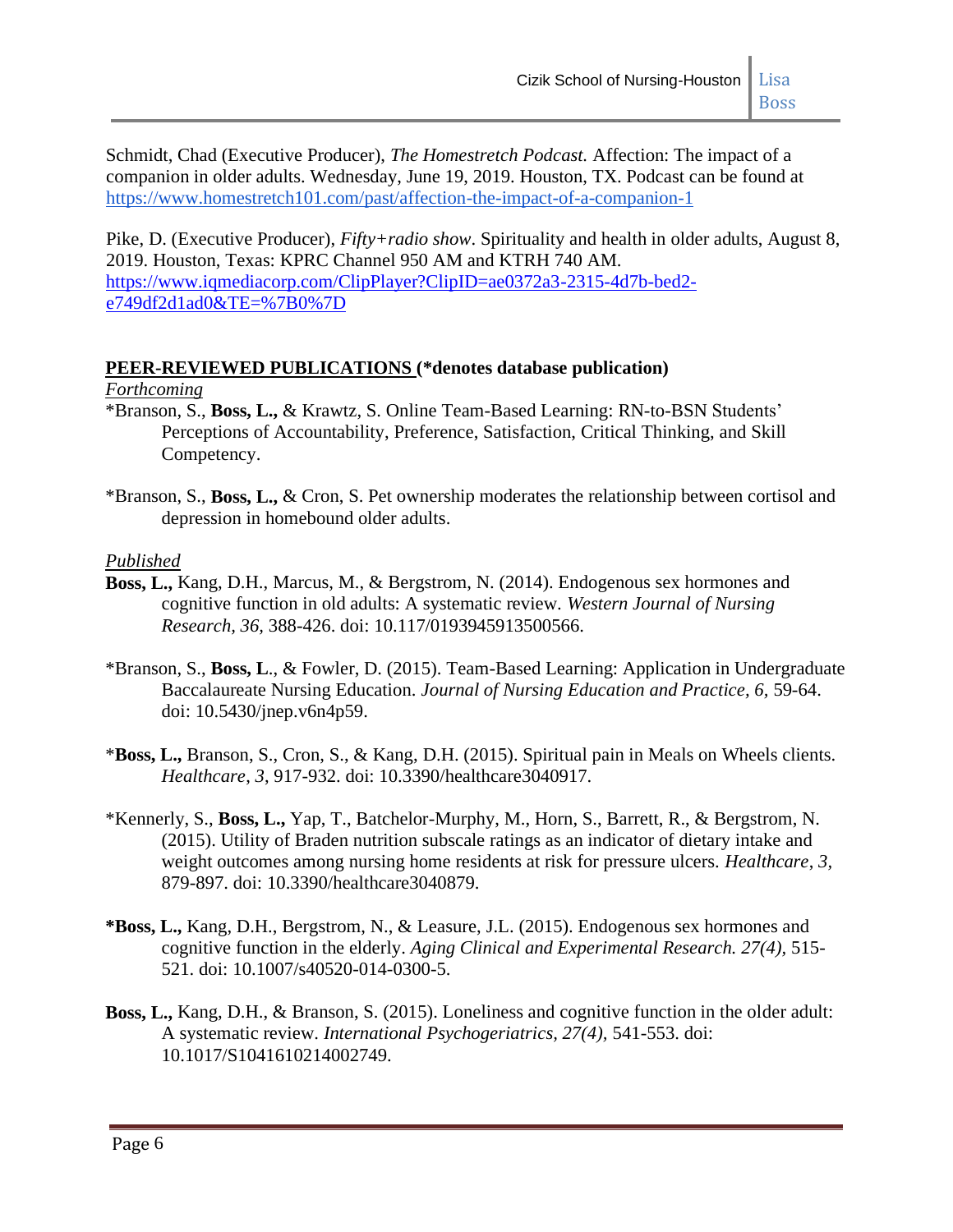Schmidt, Chad (Executive Producer), *The Homestretch Podcast.* Affection: The impact of a companion in older adults. Wednesday, June 19, 2019. Houston, TX. Podcast can be found at https://www.homestretch101.com/past/affection-the-impact-of-a-companion-1

Pike, D. (Executive Producer), *Fifty+radio show*. Spirituality and health in older adults, August 8, 2019. Houston, Texas: KPRC Channel 950 AM and KTRH 740 AM. https://www.iqmediacorp.com/ClipPlayer?ClipID=ae0372a3-2315-4d7b-bed2-e749df2d1ad0&TE=%7B0%7D

## PEER-REVIEWED PUBLICATIONS (*denotes database publication)

*Forthcoming*

*Branson, S., **Boss, L.,** & Krawtz, S. Online Team-Based Learning: RN-to-BSN Students' Perceptions of Accountability, Preference, Satisfaction, Critical Thinking, and Skill Competency.

*Branson, S., **Boss, L.,** & Cron, S. Pet ownership moderates the relationship between cortisol and depression in homebound older adults.

*Published*

**Boss, L.,** Kang, D.H., Marcus, M., & Bergstrom, N. (2014). Endogenous sex hormones and cognitive function in old adults: A systematic review. *Western Journal of Nursing Research, 36,* 388-426. doi: 10.117/0193945913500566.

*Branson, S., **Boss, L**., & Fowler, D. (2015). Team-Based Learning: Application in Undergraduate Baccalaureate Nursing Education. *Journal of Nursing Education and Practice, 6,* 59-64. doi: 10.5430/jnep.v6n4p59.

***Boss, L.,** Branson, S., Cron, S., & Kang, D.H. (2015). Spiritual pain in Meals on Wheels clients. *Healthcare, 3,* 917-932. doi: 10.3390/healthcare3040917.

*Kennerly, S., **Boss, L.,** Yap, T., Batchelor-Murphy, M., Horn, S., Barrett, R., & Bergstrom, N. (2015). Utility of Braden nutrition subscale ratings as an indicator of dietary intake and weight outcomes among nursing home residents at risk for pressure ulcers. *Healthcare*, *3,* 879-897. doi: 10.3390/healthcare3040879.

***Boss, L.,** Kang, D.H., Bergstrom, N., & Leasure, J.L. (2015). Endogenous sex hormones and cognitive function in the elderly. *Aging Clinical and Experimental Research. 27(4),* 515-521. doi: 10.1007/s40520-014-0300-5.

**Boss, L.,** Kang, D.H., & Branson, S. (2015). Loneliness and cognitive function in the older adult: A systematic review. *International Psychogeriatrics, 27(4),* 541-553. doi: 10.1017/S1041610214002749.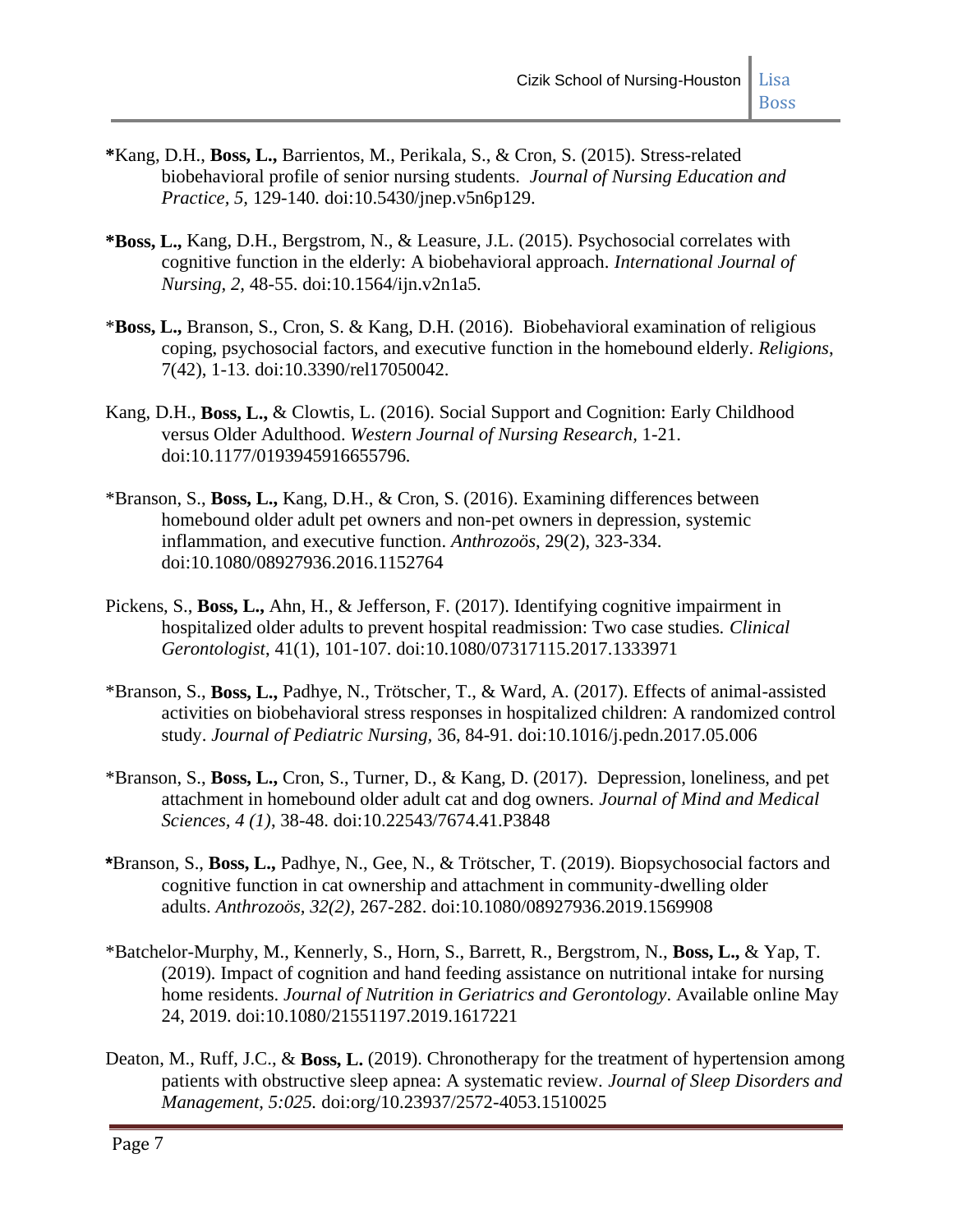***Kang, D.H., **Boss, L.,** Barrientos, M., Perikala, S., & Cron, S. (2015). Stress-related biobehavioral profile of senior nursing students. *Journal of Nursing Education and Practice, 5,* 129-140. doi:10.5430/jnep.v5n6p129.

***Boss, L.,** Kang, D.H., Bergstrom, N., & Leasure, J.L. (2015). Psychosocial correlates with cognitive function in the elderly: A biobehavioral approach. *International Journal of Nursing, 2,* 48-55. doi:10.1564/ijn.v2n1a5.

***Boss, L.,** Branson, S., Cron, S. & Kang, D.H. (2016). Biobehavioral examination of religious coping, psychosocial factors, and executive function in the homebound elderly. *Religions*, 7(42), 1-13. doi:10.3390/rel17050042.

Kang, D.H., **Boss, L.,** & Clowtis, L. (2016). Social Support and Cognition: Early Childhood versus Older Adulthood. *Western Journal of Nursing Research,* 1-21. doi:10.1177/0193945916655796.

*Branson, S., **Boss, L.,** Kang, D.H., & Cron, S. (2016). Examining differences between homebound older adult pet owners and non-pet owners in depression, systemic inflammation, and executive function. *Anthrozoös*, 29(2), 323-334. doi:10.1080/08927936.2016.1152764

Pickens, S., **Boss, L.,** Ahn, H., & Jefferson, F. (2017). Identifying cognitive impairment in hospitalized older adults to prevent hospital readmission: Two case studies. *Clinical Gerontologist*, 41(1), 101-107. doi:10.1080/07317115.2017.1333971

*Branson, S., **Boss, L.,** Padhye, N., Trötscher, T., & Ward, A. (2017). Effects of animal-assisted activities on biobehavioral stress responses in hospitalized children: A randomized control study. *Journal of Pediatric Nursing,* 36, 84-91. doi:10.1016/j.pedn.2017.05.006

*Branson, S., **Boss, L.,** Cron, S., Turner, D., & Kang, D. (2017). Depression, loneliness, and pet attachment in homebound older adult cat and dog owners. *Journal of Mind and Medical Sciences, 4 (1)*, 38-48. doi:10.22543/7674.41.P3848

***Branson, S., **Boss, L.,** Padhye, N., Gee, N., & Trötscher, T. (2019). Biopsychosocial factors and cognitive function in cat ownership and attachment in community-dwelling older adults. *Anthrozoös, 32(2),* 267-282. doi:10.1080/08927936.2019.1569908

*Batchelor-Murphy, M., Kennerly, S., Horn, S., Barrett, R., Bergstrom, N., **Boss, L.,** & Yap, T. (2019). Impact of cognition and hand feeding assistance on nutritional intake for nursing home residents. *Journal of Nutrition in Geriatrics and Gerontology*. Available online May 24, 2019. doi:10.1080/21551197.2019.1617221

Deaton, M., Ruff, J.C., & **Boss, L.** (2019). Chronotherapy for the treatment of hypertension among patients with obstructive sleep apnea: A systematic review. *Journal of Sleep Disorders and Management, 5:025.* doi:org/10.23937/2572-4053.1510025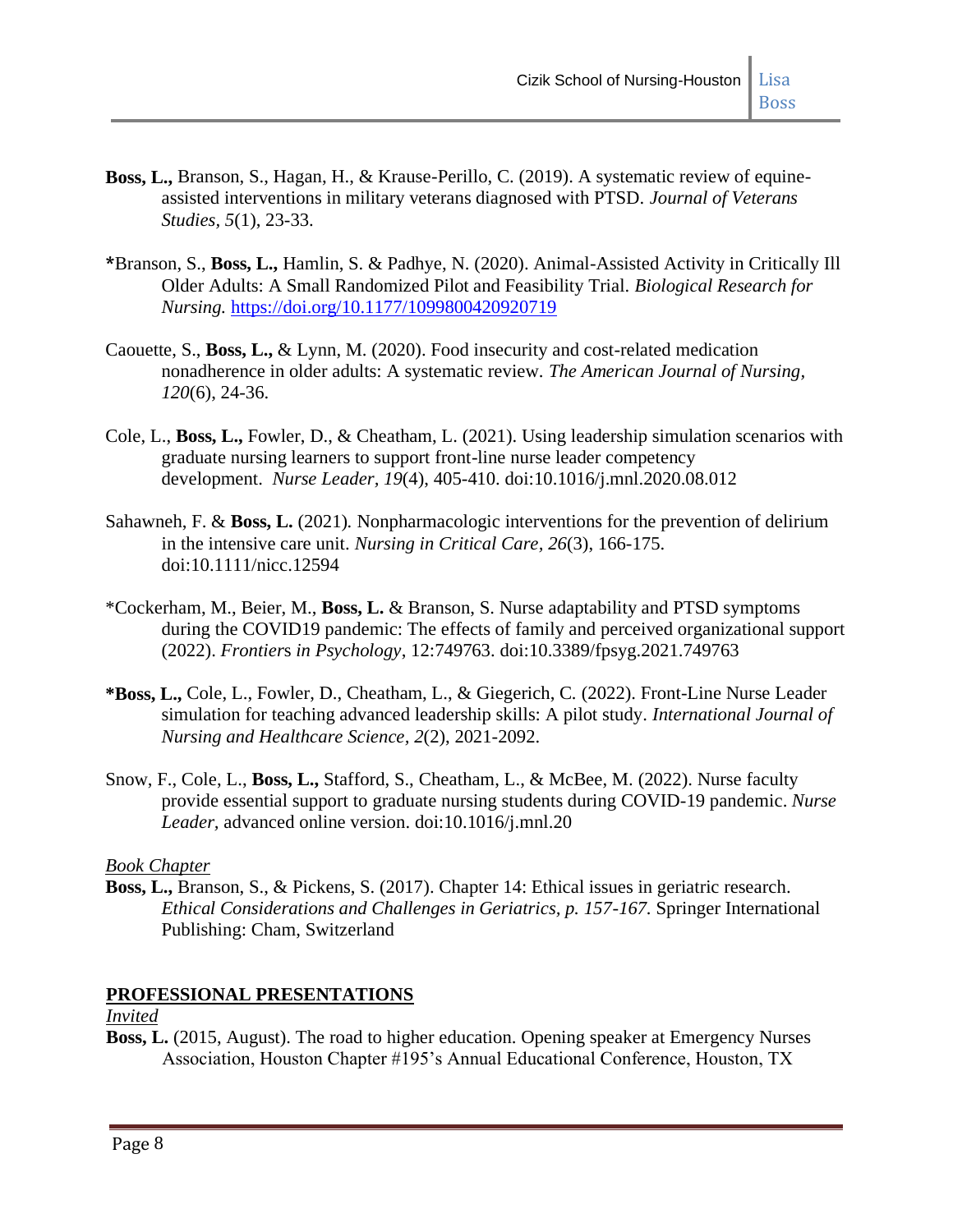**Boss, L.,** Branson, S., Hagan, H., & Krause-Perillo, C. (2019). A systematic review of equine-assisted interventions in military veterans diagnosed with PTSD. *Journal of Veterans Studies, 5*(1), 23-33.

***Branson, S., **Boss, L.,** Hamlin, S. & Padhye, N. (2020). Animal-Assisted Activity in Critically Ill Older Adults: A Small Randomized Pilot and Feasibility Trial. *Biological Research for Nursing.* https://doi.org/10.1177/1099800420920719

Caouette, S., **Boss, L.,** & Lynn, M. (2020). Food insecurity and cost-related medication nonadherence in older adults: A systematic review. *The American Journal of Nursing, 120*(6), 24-36.

Cole, L., **Boss, L.,** Fowler, D., & Cheatham, L. (2021). Using leadership simulation scenarios with graduate nursing learners to support front-line nurse leader competency development. *Nurse Leader, 19*(4), 405-410. doi:10.1016/j.mnl.2020.08.012

Sahawneh, F. & **Boss, L.** (2021). Nonpharmacologic interventions for the prevention of delirium in the intensive care unit. *Nursing in Critical Care, 26*(3), 166-175. doi:10.1111/nicc.12594

*Cockerham, M., Beier, M., **Boss, L.** & Branson, S. Nurse adaptability and PTSD symptoms during the COVID19 pandemic: The effects of family and perceived organizational support (2022). *Frontiers in Psychology*, 12:749763. doi:10.3389/fpsyg.2021.749763

***Boss, L.,** Cole, L., Fowler, D., Cheatham, L., & Giegerich, C. (2022). Front-Line Nurse Leader simulation for teaching advanced leadership skills: A pilot study. *International Journal of Nursing and Healthcare Science, 2*(2), 2021-2092.

Snow, F., Cole, L., **Boss, L.,** Stafford, S., Cheatham, L., & McBee, M. (2022). Nurse faculty provide essential support to graduate nursing students during COVID-19 pandemic. *Nurse Leader,* advanced online version. doi:10.1016/j.mnl.20

*Book Chapter*

**Boss, L.,** Branson, S., & Pickens, S. (2017). Chapter 14: Ethical issues in geriatric research. *Ethical Considerations and Challenges in Geriatrics, p. 157-167.* Springer International Publishing: Cham, Switzerland

## PROFESSIONAL PRESENTATIONS

*Invited*

**Boss, L.** (2015, August). The road to higher education. Opening speaker at Emergency Nurses Association, Houston Chapter #195's Annual Educational Conference, Houston, TX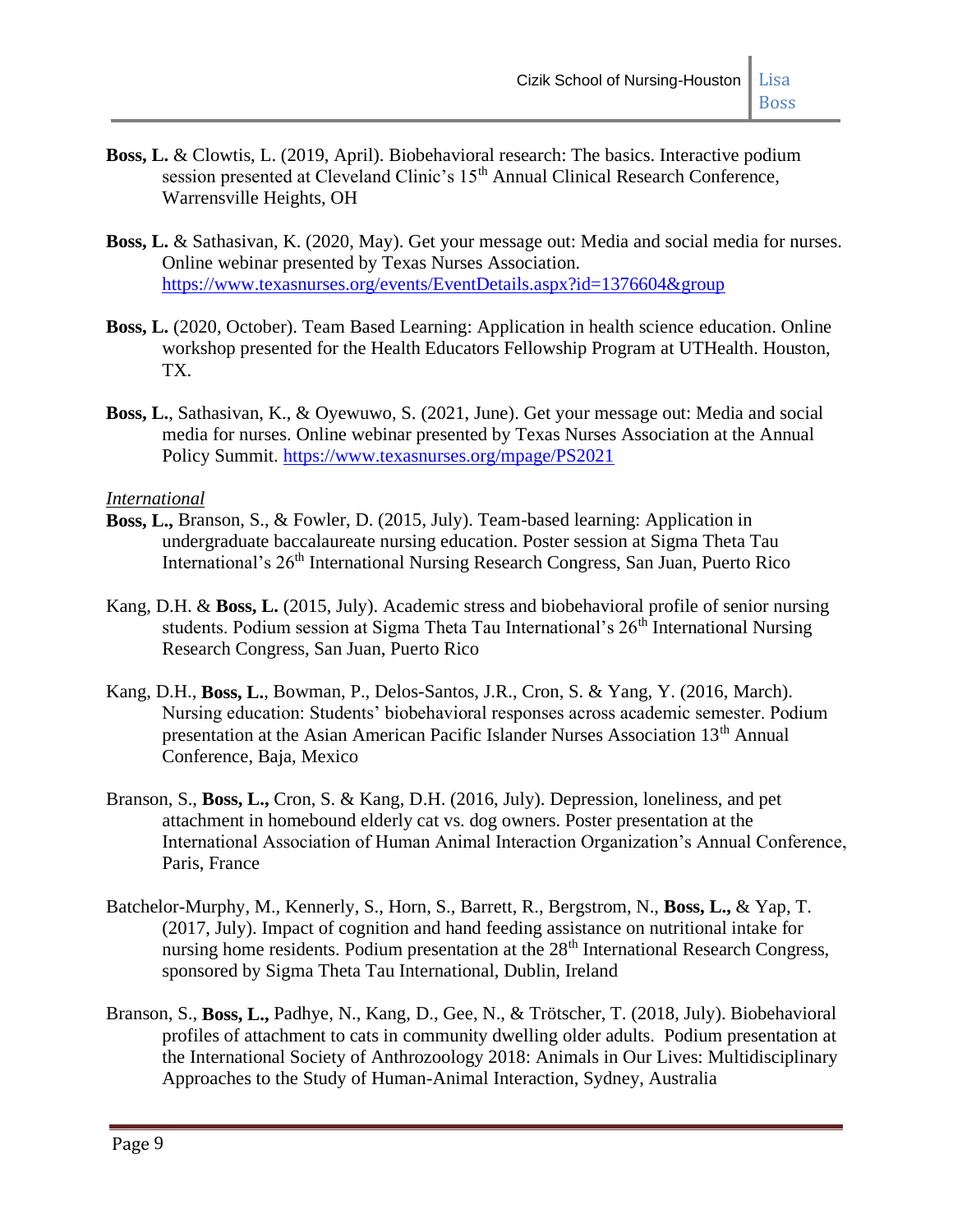**Boss, L.** & Clowtis, L. (2019, April). Biobehavioral research: The basics. Interactive podium session presented at Cleveland Clinic's 15th Annual Clinical Research Conference, Warrensville Heights, OH

**Boss, L.** & Sathasivan, K. (2020, May). Get your message out: Media and social media for nurses. Online webinar presented by Texas Nurses Association. https://www.texasnurses.org/events/EventDetails.aspx?id=1376604&group

**Boss, L.** (2020, October). Team Based Learning: Application in health science education. Online workshop presented for the Health Educators Fellowship Program at UTHealth. Houston, TX.

**Boss, L.**, Sathasivan, K., & Oyewuwo, S. (2021, June). Get your message out: Media and social media for nurses. Online webinar presented by Texas Nurses Association at the Annual Policy Summit. https://www.texasnurses.org/mpage/PS2021

*International*

**Boss, L.,** Branson, S., & Fowler, D. (2015, July). Team-based learning: Application in undergraduate baccalaureate nursing education. Poster session at Sigma Theta Tau International's 26th International Nursing Research Congress, San Juan, Puerto Rico

Kang, D.H. & **Boss, L.** (2015, July). Academic stress and biobehavioral profile of senior nursing students. Podium session at Sigma Theta Tau International's 26th International Nursing Research Congress, San Juan, Puerto Rico

Kang, D.H., **Boss, L.**, Bowman, P., Delos-Santos, J.R., Cron, S. & Yang, Y. (2016, March). Nursing education: Students' biobehavioral responses across academic semester. Podium presentation at the Asian American Pacific Islander Nurses Association 13th Annual Conference, Baja, Mexico

Branson, S., **Boss, L.,** Cron, S. & Kang, D.H. (2016, July). Depression, loneliness, and pet attachment in homebound elderly cat vs. dog owners. Poster presentation at the International Association of Human Animal Interaction Organization's Annual Conference, Paris, France

Batchelor-Murphy, M., Kennerly, S., Horn, S., Barrett, R., Bergstrom, N., **Boss, L.,** & Yap, T. (2017, July). Impact of cognition and hand feeding assistance on nutritional intake for nursing home residents. Podium presentation at the 28th International Research Congress, sponsored by Sigma Theta Tau International, Dublin, Ireland

Branson, S., **Boss, L.,** Padhye, N., Kang, D., Gee, N., & Trötscher, T. (2018, July). Biobehavioral profiles of attachment to cats in community dwelling older adults. Podium presentation at the International Society of Anthrozoology 2018: Animals in Our Lives: Multidisciplinary Approaches to the Study of Human-Animal Interaction, Sydney, Australia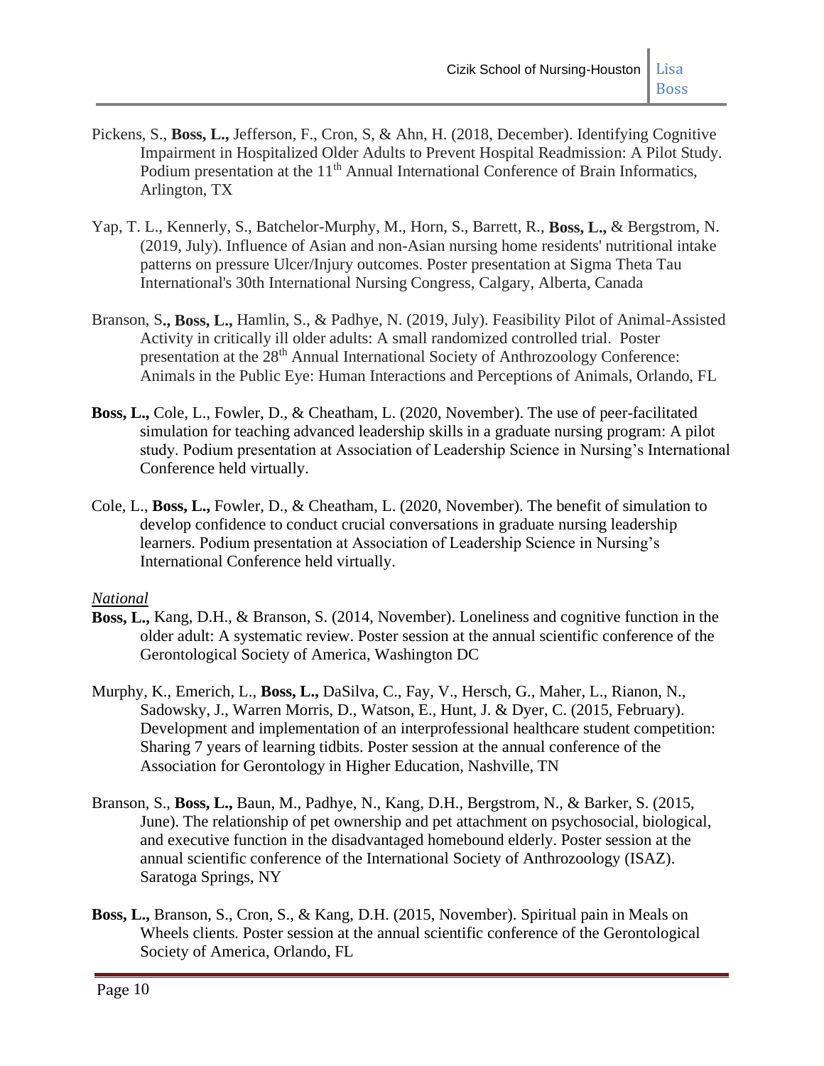Pickens, S., **Boss, L.,** Jefferson, F., Cron, S, & Ahn, H. (2018, December). Identifying Cognitive Impairment in Hospitalized Older Adults to Prevent Hospital Readmission: A Pilot Study. Podium presentation at the 11th Annual International Conference of Brain Informatics, Arlington, TX

Yap, T. L., Kennerly, S., Batchelor-Murphy, M., Horn, S., Barrett, R., **Boss, L.,** & Bergstrom, N. (2019, July). Influence of Asian and non-Asian nursing home residents' nutritional intake patterns on pressure Ulcer/Injury outcomes. Poster presentation at Sigma Theta Tau International's 30th International Nursing Congress, Calgary, Alberta, Canada

Branson, S**., Boss, L.,** Hamlin, S., & Padhye, N. (2019, July). Feasibility Pilot of Animal-Assisted Activity in critically ill older adults: A small randomized controlled trial. Poster presentation at the 28th Annual International Society of Anthrozoology Conference: Animals in the Public Eye: Human Interactions and Perceptions of Animals, Orlando, FL

**Boss, L.,** Cole, L., Fowler, D., & Cheatham, L. (2020, November). The use of peer-facilitated simulation for teaching advanced leadership skills in a graduate nursing program: A pilot study. Podium presentation at Association of Leadership Science in Nursing's International Conference held virtually.

Cole, L., **Boss, L.,** Fowler, D., & Cheatham, L. (2020, November). The benefit of simulation to develop confidence to conduct crucial conversations in graduate nursing leadership learners. Podium presentation at Association of Leadership Science in Nursing's International Conference held virtually.

*National*

**Boss, L.,** Kang, D.H., & Branson, S. (2014, November). Loneliness and cognitive function in the older adult: A systematic review. Poster session at the annual scientific conference of the Gerontological Society of America, Washington DC

Murphy, K., Emerich, L., **Boss, L.,** DaSilva, C., Fay, V., Hersch, G., Maher, L., Rianon, N., Sadowsky, J., Warren Morris, D., Watson, E., Hunt, J. & Dyer, C. (2015, February). Development and implementation of an interprofessional healthcare student competition: Sharing 7 years of learning tidbits. Poster session at the annual conference of the Association for Gerontology in Higher Education, Nashville, TN

Branson, S., **Boss, L.,** Baun, M., Padhye, N., Kang, D.H., Bergstrom, N., & Barker, S. (2015, June). The relationship of pet ownership and pet attachment on psychosocial, biological, and executive function in the disadvantaged homebound elderly. Poster session at the annual scientific conference of the International Society of Anthrozoology (ISAZ). Saratoga Springs, NY

**Boss, L.,** Branson, S., Cron, S., & Kang, D.H. (2015, November). Spiritual pain in Meals on Wheels clients. Poster session at the annual scientific conference of the Gerontological Society of America, Orlando, FL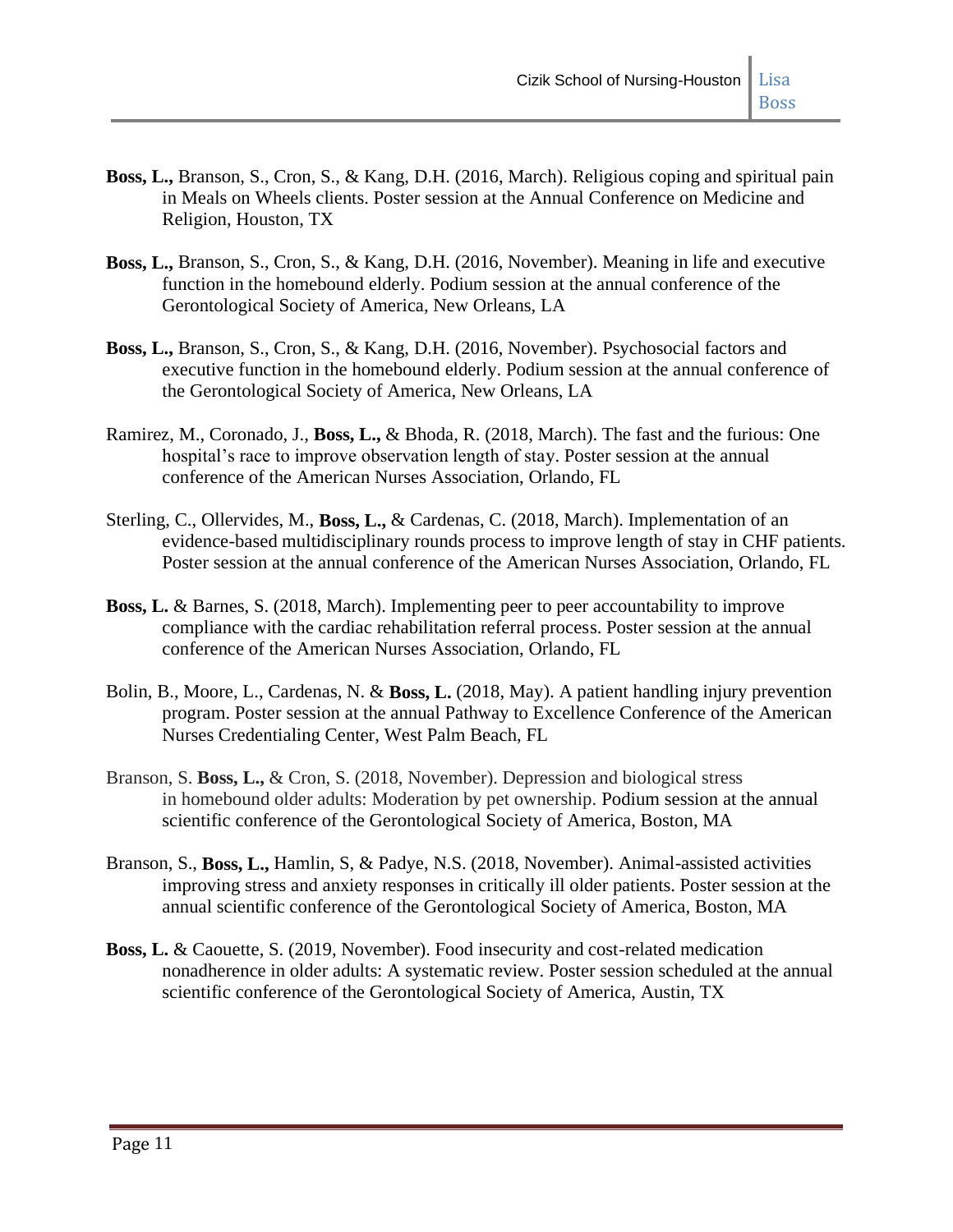**Boss, L.,** Branson, S., Cron, S., & Kang, D.H. (2016, March). Religious coping and spiritual pain in Meals on Wheels clients. Poster session at the Annual Conference on Medicine and Religion, Houston, TX

**Boss, L.,** Branson, S., Cron, S., & Kang, D.H. (2016, November). Meaning in life and executive function in the homebound elderly. Podium session at the annual conference of the Gerontological Society of America, New Orleans, LA

**Boss, L.,** Branson, S., Cron, S., & Kang, D.H. (2016, November). Psychosocial factors and executive function in the homebound elderly. Podium session at the annual conference of the Gerontological Society of America, New Orleans, LA

Ramirez, M., Coronado, J., **Boss, L.,** & Bhoda, R. (2018, March). The fast and the furious: One hospital's race to improve observation length of stay. Poster session at the annual conference of the American Nurses Association, Orlando, FL

Sterling, C., Ollervides, M., **Boss, L.,** & Cardenas, C. (2018, March). Implementation of an evidence-based multidisciplinary rounds process to improve length of stay in CHF patients. Poster session at the annual conference of the American Nurses Association, Orlando, FL

**Boss, L.** & Barnes, S. (2018, March). Implementing peer to peer accountability to improve compliance with the cardiac rehabilitation referral process. Poster session at the annual conference of the American Nurses Association, Orlando, FL

Bolin, B., Moore, L., Cardenas, N. & **Boss, L.** (2018, May). A patient handling injury prevention program. Poster session at the annual Pathway to Excellence Conference of the American Nurses Credentialing Center, West Palm Beach, FL

Branson, S. **Boss, L.,** & Cron, S. (2018, November). Depression and biological stress in homebound older adults: Moderation by pet ownership. Podium session at the annual scientific conference of the Gerontological Society of America, Boston, MA

Branson, S., **Boss, L.,** Hamlin, S, & Padye, N.S. (2018, November). Animal-assisted activities improving stress and anxiety responses in critically ill older patients. Poster session at the annual scientific conference of the Gerontological Society of America, Boston, MA

**Boss, L.** & Caouette, S. (2019, November). Food insecurity and cost-related medication nonadherence in older adults: A systematic review. Poster session scheduled at the annual scientific conference of the Gerontological Society of America, Austin, TX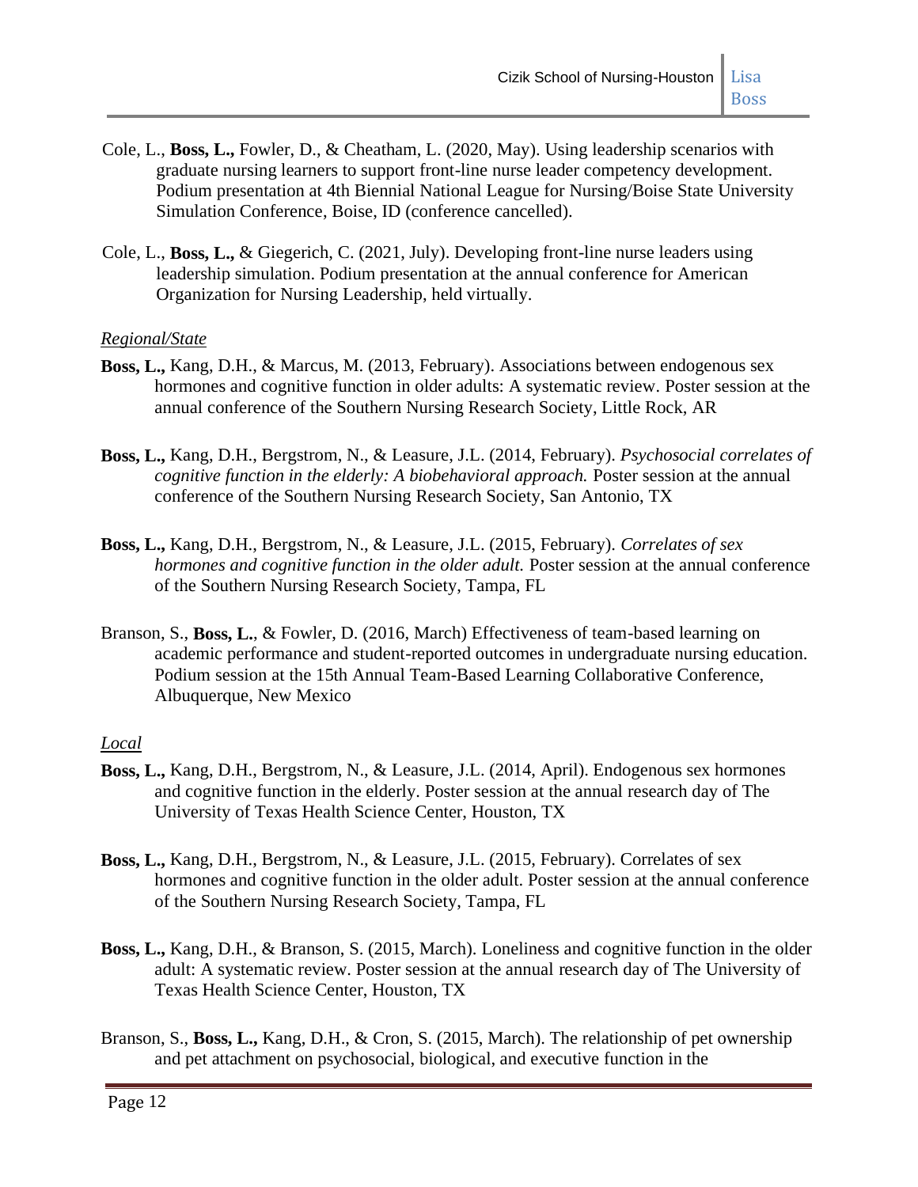Cole, L., **Boss, L.,** Fowler, D., & Cheatham, L. (2020, May). Using leadership scenarios with graduate nursing learners to support front-line nurse leader competency development. Podium presentation at 4th Biennial National League for Nursing/Boise State University Simulation Conference, Boise, ID (conference cancelled).

Cole, L., **Boss, L.,** & Giegerich, C. (2021, July). Developing front-line nurse leaders using leadership simulation. Podium presentation at the annual conference for American Organization for Nursing Leadership, held virtually.

*Regional/State*

**Boss, L.,** Kang, D.H., & Marcus, M. (2013, February). Associations between endogenous sex hormones and cognitive function in older adults: A systematic review. Poster session at the annual conference of the Southern Nursing Research Society, Little Rock, AR

**Boss, L.,** Kang, D.H., Bergstrom, N., & Leasure, J.L. (2014, February). *Psychosocial correlates of cognitive function in the elderly: A biobehavioral approach.* Poster session at the annual conference of the Southern Nursing Research Society, San Antonio, TX

**Boss, L.,** Kang, D.H., Bergstrom, N., & Leasure, J.L. (2015, February). *Correlates of sex hormones and cognitive function in the older adult.* Poster session at the annual conference of the Southern Nursing Research Society, Tampa, FL

Branson, S., **Boss, L.**, & Fowler, D. (2016, March) Effectiveness of team-based learning on academic performance and student-reported outcomes in undergraduate nursing education. Podium session at the 15th Annual Team-Based Learning Collaborative Conference, Albuquerque, New Mexico

*Local*

**Boss, L.,** Kang, D.H., Bergstrom, N., & Leasure, J.L. (2014, April). Endogenous sex hormones and cognitive function in the elderly. Poster session at the annual research day of The University of Texas Health Science Center, Houston, TX

**Boss, L.,** Kang, D.H., Bergstrom, N., & Leasure, J.L. (2015, February). Correlates of sex hormones and cognitive function in the older adult. Poster session at the annual conference of the Southern Nursing Research Society, Tampa, FL

**Boss, L.,** Kang, D.H., & Branson, S. (2015, March). Loneliness and cognitive function in the older adult: A systematic review. Poster session at the annual research day of The University of Texas Health Science Center, Houston, TX

Branson, S., **Boss, L.,** Kang, D.H., & Cron, S. (2015, March). The relationship of pet ownership and pet attachment on psychosocial, biological, and executive function in the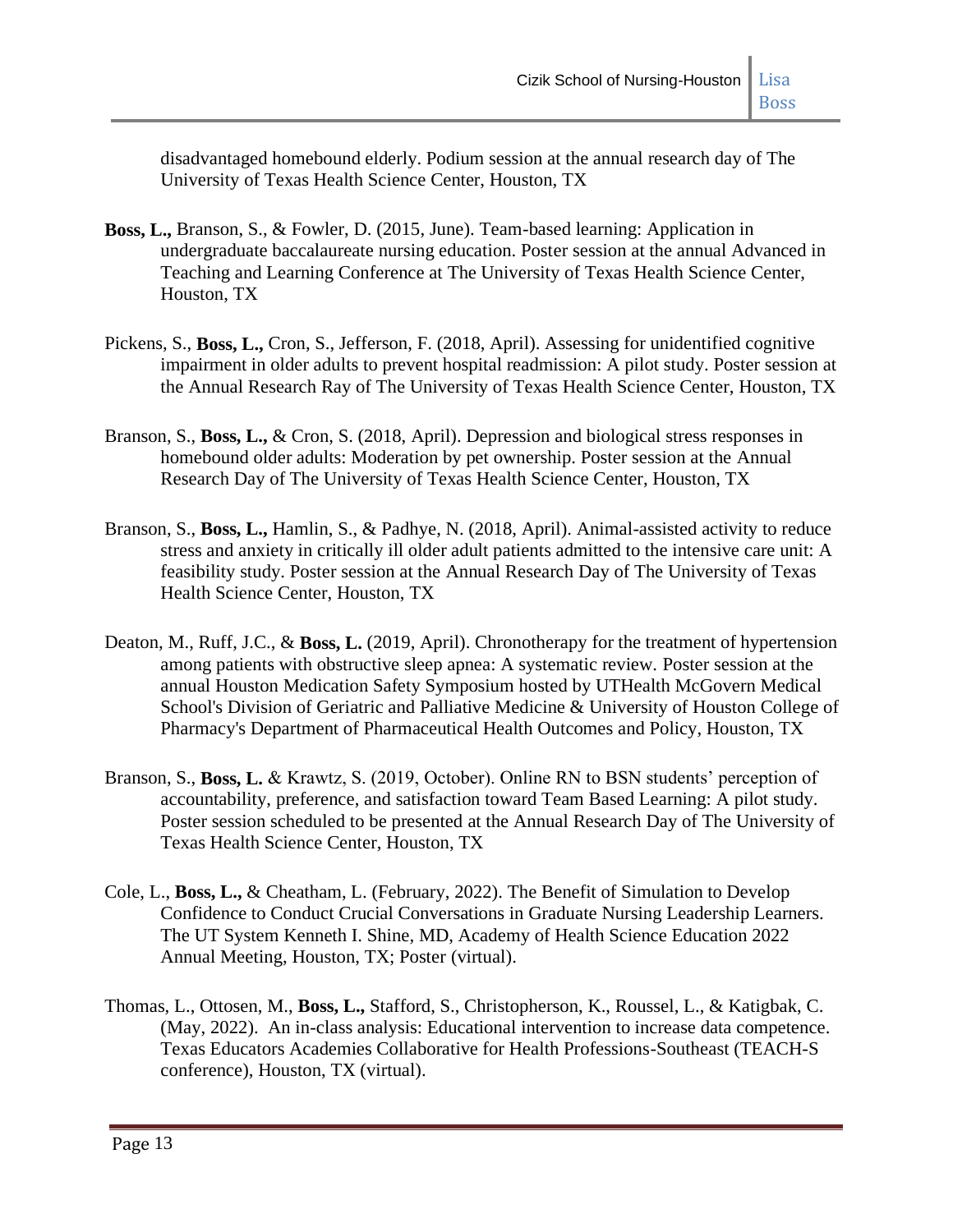disadvantaged homebound elderly. Podium session at the annual research day of The University of Texas Health Science Center, Houston, TX

**Boss, L.,** Branson, S., & Fowler, D. (2015, June). Team-based learning: Application in undergraduate baccalaureate nursing education. Poster session at the annual Advanced in Teaching and Learning Conference at The University of Texas Health Science Center, Houston, TX

Pickens, S., **Boss, L.,** Cron, S., Jefferson, F. (2018, April). Assessing for unidentified cognitive impairment in older adults to prevent hospital readmission: A pilot study. Poster session at the Annual Research Ray of The University of Texas Health Science Center, Houston, TX

Branson, S., **Boss, L.,** & Cron, S. (2018, April). Depression and biological stress responses in homebound older adults: Moderation by pet ownership. Poster session at the Annual Research Day of The University of Texas Health Science Center, Houston, TX

Branson, S., **Boss, L.,** Hamlin, S., & Padhye, N. (2018, April). Animal-assisted activity to reduce stress and anxiety in critically ill older adult patients admitted to the intensive care unit: A feasibility study. Poster session at the Annual Research Day of The University of Texas Health Science Center, Houston, TX

Deaton, M., Ruff, J.C., & **Boss, L.** (2019, April). Chronotherapy for the treatment of hypertension among patients with obstructive sleep apnea: A systematic review. Poster session at the annual Houston Medication Safety Symposium hosted by UTHealth McGovern Medical School's Division of Geriatric and Palliative Medicine & University of Houston College of Pharmacy's Department of Pharmaceutical Health Outcomes and Policy, Houston, TX

Branson, S., **Boss, L.** & Krawtz, S. (2019, October). Online RN to BSN students' perception of accountability, preference, and satisfaction toward Team Based Learning: A pilot study. Poster session scheduled to be presented at the Annual Research Day of The University of Texas Health Science Center, Houston, TX

Cole, L., **Boss, L.,** & Cheatham, L. (February, 2022). The Benefit of Simulation to Develop Confidence to Conduct Crucial Conversations in Graduate Nursing Leadership Learners. The UT System Kenneth I. Shine, MD, Academy of Health Science Education 2022 Annual Meeting, Houston, TX; Poster (virtual).

Thomas, L., Ottosen, M., **Boss, L.,** Stafford, S., Christopherson, K., Roussel, L., & Katigbak, C. (May, 2022). An in-class analysis: Educational intervention to increase data competence. Texas Educators Academies Collaborative for Health Professions-Southeast (TEACH-S conference), Houston, TX (virtual).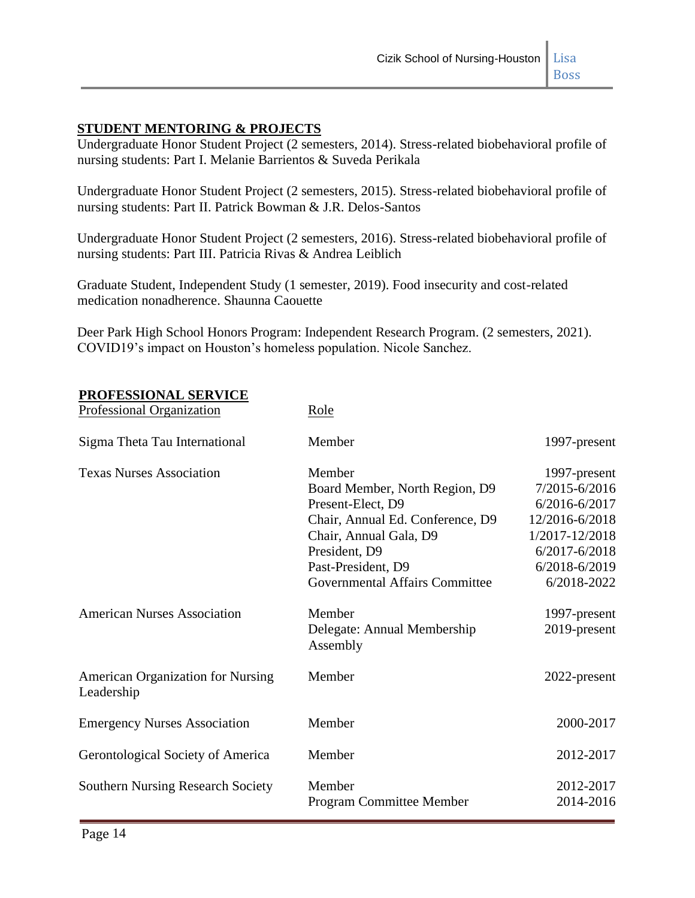## STUDENT MENTORING & PROJECTS

Undergraduate Honor Student Project (2 semesters, 2014). Stress-related biobehavioral profile of nursing students: Part I. Melanie Barrientos & Suveda Perikala

Undergraduate Honor Student Project (2 semesters, 2015). Stress-related biobehavioral profile of nursing students: Part II. Patrick Bowman & J.R. Delos-Santos

Undergraduate Honor Student Project (2 semesters, 2016). Stress-related biobehavioral profile of nursing students: Part III. Patricia Rivas & Andrea Leiblich

Graduate Student, Independent Study (1 semester, 2019). Food insecurity and cost-related medication nonadherence. Shaunna Caouette

Deer Park High School Honors Program: Independent Research Program. (2 semesters, 2021). COVID19's impact on Houston's homeless population. Nicole Sanchez.

## PROFESSIONAL SERVICE

| Professional Organization | Role | |
|---|---|---|
| Sigma Theta Tau International | Member | 1997-present |
| Texas Nurses Association | Member | 1997-present |
| | Board Member, North Region, D9 | 7/2015-6/2016 |
| | Present-Elect, D9 | 6/2016-6/2017 |
| | Chair, Annual Ed. Conference, D9 | 12/2016-6/2018 |
| | Chair, Annual Gala, D9 | 1/2017-12/2018 |
| | President, D9 | 6/2017-6/2018 |
| | Past-President, D9 | 6/2018-6/2019 |
| | Governmental Affairs Committee | 6/2018-2022 |
| American Nurses Association | Member | 1997-present |
| | Delegate: Annual Membership Assembly | 2019-present |
| American Organization for Nursing Leadership | Member | 2022-present |
| Emergency Nurses Association | Member | 2000-2017 |
| Gerontological Society of America | Member | 2012-2017 |
| Southern Nursing Research Society | Member | 2012-2017 |
| | Program Committee Member | 2014-2016 |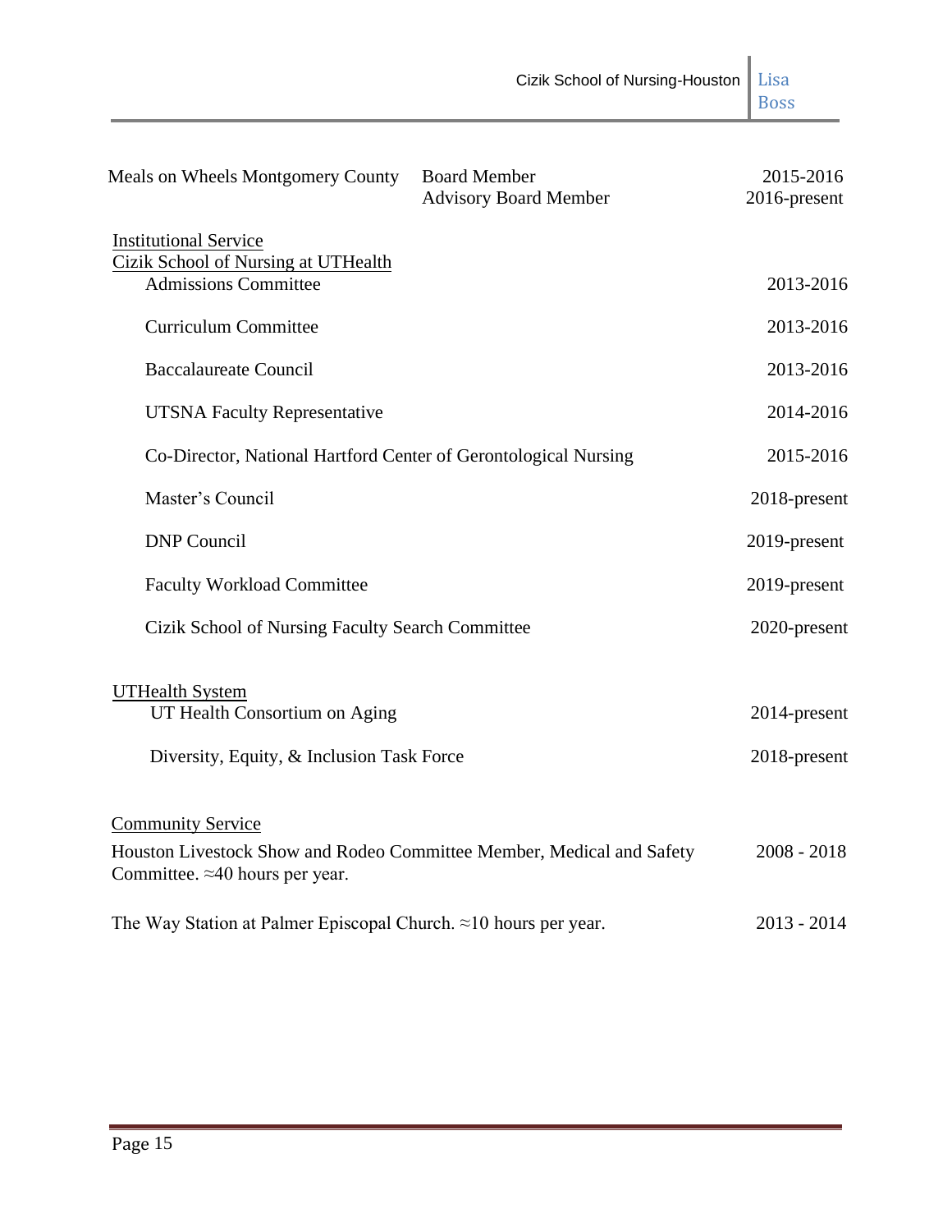| Meals on Wheels Montgomery County | Board Member | 2015-2016 |
|---|---|---|
| | Advisory Board Member | 2016-present |

Institutional Service

Cizik School of Nursing at UTHealth

| | |
|---|---|
| Admissions Committee | 2013-2016 |
| Curriculum Committee | 2013-2016 |
| Baccalaureate Council | 2013-2016 |
| UTSNA Faculty Representative | 2014-2016 |
| Co-Director, National Hartford Center of Gerontological Nursing | 2015-2016 |
| Master's Council | 2018-present |
| DNP Council | 2019-present |
| Faculty Workload Committee | 2019-present |
| Cizik School of Nursing Faculty Search Committee | 2020-present |

UTHealth System

| | |
|---|---|
| UT Health Consortium on Aging | 2014-present |
| Diversity, Equity, & Inclusion Task Force | 2018-present |

Community Service

| | |
|---|---|
| Houston Livestock Show and Rodeo Committee Member, Medical and Safety Committee. ≈40 hours per year. | 2008 - 2018 |
| The Way Station at Palmer Episcopal Church. ≈10 hours per year. | 2013 - 2014 |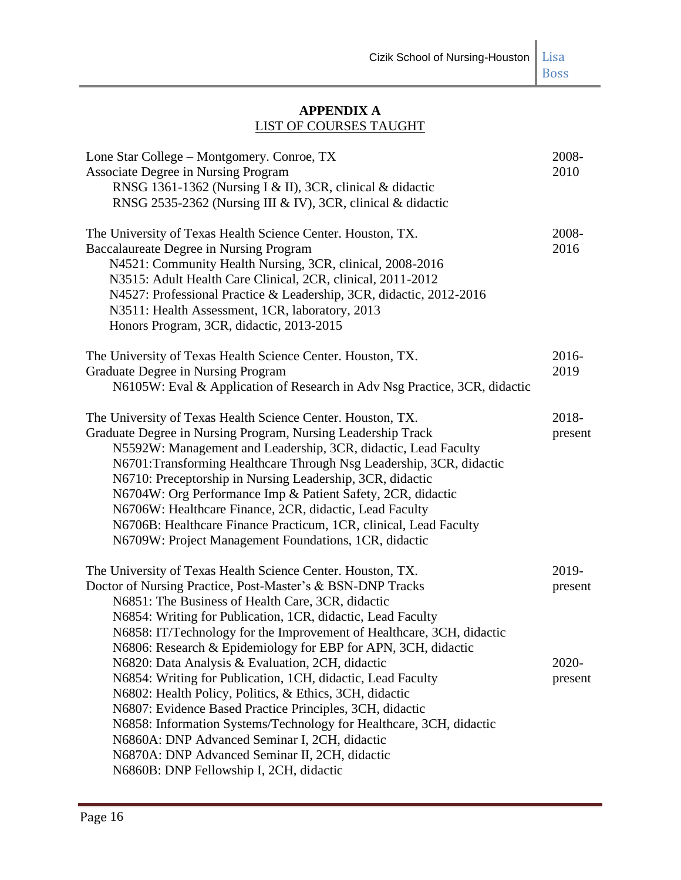# APPENDIX A

## LIST OF COURSES TAUGHT

| | |
|---|---|
| Lone Star College – Montgomery. Conroe, TX<br>Associate Degree in Nursing Program<br>RNSG 1361-1362 (Nursing I & II), 3CR, clinical & didactic<br>RNSG 2535-2362 (Nursing III & IV), 3CR, clinical & didactic | 2008-2010 |
| The University of Texas Health Science Center. Houston, TX.<br>Baccalaureate Degree in Nursing Program<br>N4521: Community Health Nursing, 3CR, clinical, 2008-2016<br>N3515: Adult Health Care Clinical, 2CR, clinical, 2011-2012<br>N4527: Professional Practice & Leadership, 3CR, didactic, 2012-2016<br>N3511: Health Assessment, 1CR, laboratory, 2013<br>Honors Program, 3CR, didactic, 2013-2015 | 2008-2016 |
| The University of Texas Health Science Center. Houston, TX.<br>Graduate Degree in Nursing Program<br>N6105W: Eval & Application of Research in Adv Nsg Practice, 3CR, didactic | 2016-2019 |
| The University of Texas Health Science Center. Houston, TX.<br>Graduate Degree in Nursing Program, Nursing Leadership Track<br>N5592W: Management and Leadership, 3CR, didactic, Lead Faculty<br>N6701:Transforming Healthcare Through Nsg Leadership, 3CR, didactic<br>N6710: Preceptorship in Nursing Leadership, 3CR, didactic<br>N6704W: Org Performance Imp & Patient Safety, 2CR, didactic<br>N6706W: Healthcare Finance, 2CR, didactic, Lead Faculty<br>N6706B: Healthcare Finance Practicum, 1CR, clinical, Lead Faculty<br>N6709W: Project Management Foundations, 1CR, didactic | 2018-present |
| The University of Texas Health Science Center. Houston, TX.<br>Doctor of Nursing Practice, Post-Master's & BSN-DNP Tracks<br>N6851: The Business of Health Care, 3CR, didactic<br>N6854: Writing for Publication, 1CR, didactic, Lead Faculty<br>N6858: IT/Technology for the Improvement of Healthcare, 3CH, didactic<br>N6806: Research & Epidemiology for EBP for APN, 3CH, didactic | 2019-present |
| N6820: Data Analysis & Evaluation, 2CH, didactic<br>N6854: Writing for Publication, 1CH, didactic, Lead Faculty<br>N6802: Health Policy, Politics, & Ethics, 3CH, didactic<br>N6807: Evidence Based Practice Principles, 3CH, didactic<br>N6858: Information Systems/Technology for Healthcare, 3CH, didactic<br>N6860A: DNP Advanced Seminar I, 2CH, didactic<br>N6870A: DNP Advanced Seminar II, 2CH, didactic<br>N6860B: DNP Fellowship I, 2CH, didactic | 2020-present |